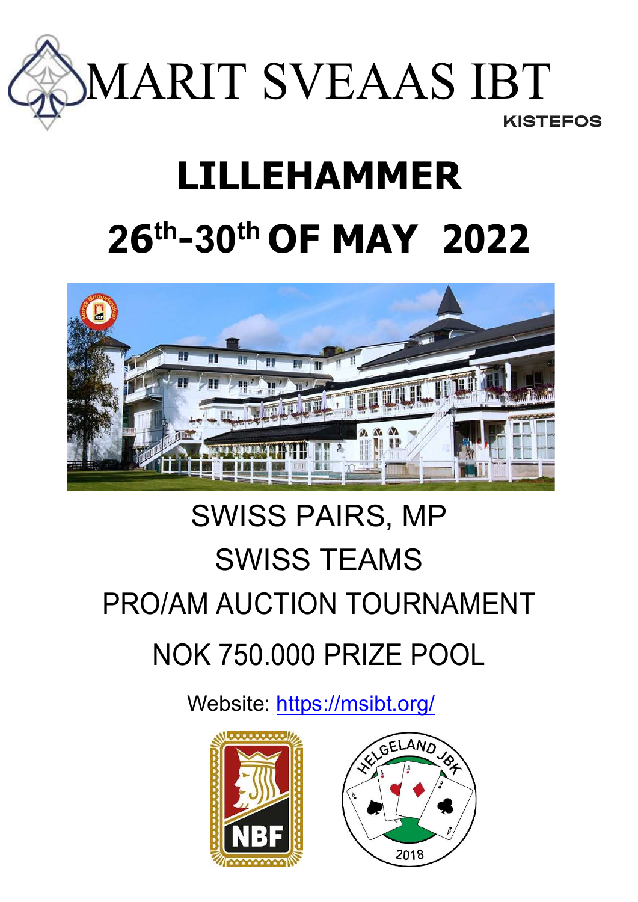# MARIT SVEAAS IBT

KISTEFOS

# LILLEHAMMER

# 26th-30th OF MAY 2022

SWISS PAIRS, MP

SWISS TEAMS

PRO/AM AUCTION TOURNAMENT

NOK 750.000 PRIZE POOL

Website: https://msibt.org/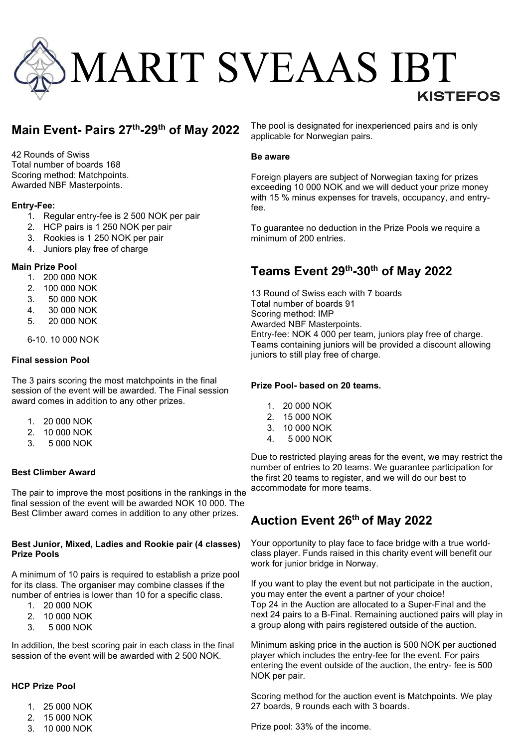# MARIT SVEAAS IBT

KISTEFOS

## Main Event- Pairs 27th-29th of May 2022

42 Rounds of Swiss
Total number of boards 168
Scoring method: Matchpoints.
Awarded NBF Masterpoints.

**Entry-Fee:**

1. Regular entry-fee is 2 500 NOK per pair
2. HCP pairs is 1 250 NOK per pair
3. Rookies is 1 250 NOK per pair
4. Juniors play free of charge

**Main Prize Pool**

1. 200 000 NOK
2. 100 000 NOK
3. 50 000 NOK
4. 30 000 NOK
5. 20 000 NOK

6-10. 10 000 NOK

**Final session Pool**

The 3 pairs scoring the most matchpoints in the final session of the event will be awarded. The Final session award comes in addition to any other prizes.

1. 20 000 NOK
2. 10 000 NOK
3. 5 000 NOK

**Best Climber Award**

The pair to improve the most positions in the rankings in the final session of the event will be awarded NOK 10 000. The Best Climber award comes in addition to any other prizes.

**Best Junior, Mixed, Ladies and Rookie pair (4 classes) Prize Pools**

A minimum of 10 pairs is required to establish a prize pool for its class. The organiser may combine classes if the number of entries is lower than 10 for a specific class.

1. 20 000 NOK
2. 10 000 NOK
3. 5 000 NOK

In addition, the best scoring pair in each class in the final session of the event will be awarded with 2 500 NOK.

**HCP Prize Pool**

1. 25 000 NOK
2. 15 000 NOK
3. 10 000 NOK

The pool is designated for inexperienced pairs and is only applicable for Norwegian pairs.

**Be aware**

Foreign players are subject of Norwegian taxing for prizes exceeding 10 000 NOK and we will deduct your prize money with 15 % minus expenses for travels, occupancy, and entry-fee.

To guarantee no deduction in the Prize Pools we require a minimum of 200 entries.

## Teams Event 29th-30th of May 2022

13 Round of Swiss each with 7 boards
Total number of boards 91
Scoring method: IMP
Awarded NBF Masterpoints.
Entry-fee: NOK 4 000 per team, juniors play free of charge. Teams containing juniors will be provided a discount allowing juniors to still play free of charge.

**Prize Pool- based on 20 teams.**

1. 20 000 NOK
2. 15 000 NOK
3. 10 000 NOK
4. 5 000 NOK

Due to restricted playing areas for the event, we may restrict the number of entries to 20 teams. We guarantee participation for the first 20 teams to register, and we will do our best to accommodate for more teams.

## Auction Event 26th of May 2022

Your opportunity to play face to face bridge with a true world-class player. Funds raised in this charity event will benefit our work for junior bridge in Norway.

If you want to play the event but not participate in the auction, you may enter the event a partner of your choice!
Top 24 in the Auction are allocated to a Super-Final and the next 24 pairs to a B-Final. Remaining auctioned pairs will play in a group along with pairs registered outside of the auction.

Minimum asking price in the auction is 500 NOK per auctioned player which includes the entry-fee for the event. For pairs entering the event outside of the auction, the entry- fee is 500 NOK per pair.

Scoring method for the auction event is Matchpoints. We play 27 boards, 9 rounds each with 3 boards.

Prize pool: 33% of the income.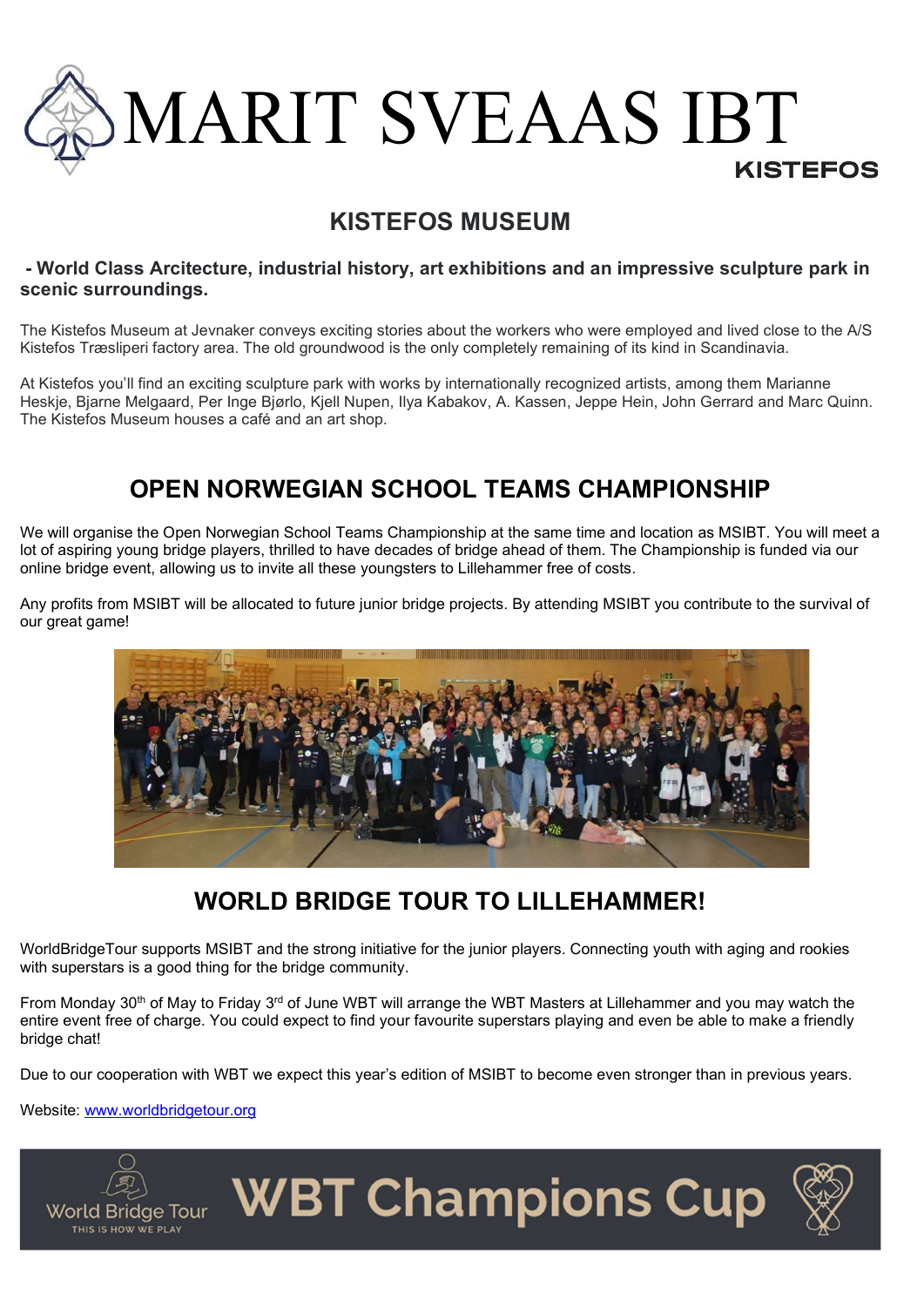# MARIT SVEAAS IBT

KISTEFOS

## KISTEFOS MUSEUM

**- World Class Arcitecture, industrial history, art exhibitions and an impressive sculpture park in scenic surroundings.**

The Kistefos Museum at Jevnaker conveys exciting stories about the workers who were employed and lived close to the A/S Kistefos Træsliperi factory area. The old groundwood is the only completely remaining of its kind in Scandinavia.

At Kistefos you'll find an exciting sculpture park with works by internationally recognized artists, among them Marianne Heskje, Bjarne Melgaard, Per Inge Bjørlo, Kjell Nupen, Ilya Kabakov, A. Kassen, Jeppe Hein, John Gerrard and Marc Quinn. The Kistefos Museum houses a café and an art shop.

## OPEN NORWEGIAN SCHOOL TEAMS CHAMPIONSHIP

We will organise the Open Norwegian School Teams Championship at the same time and location as MSIBT. You will meet a lot of aspiring young bridge players, thrilled to have decades of bridge ahead of them. The Championship is funded via our online bridge event, allowing us to invite all these youngsters to Lillehammer free of costs.

Any profits from MSIBT will be allocated to future junior bridge projects. By attending MSIBT you contribute to the survival of our great game!

## WORLD BRIDGE TOUR TO LILLEHAMMER!

WorldBridgeTour supports MSIBT and the strong initiative for the junior players. Connecting youth with aging and rookies with superstars is a good thing for the bridge community.

From Monday 30th of May to Friday 3rd of June WBT will arrange the WBT Masters at Lillehammer and you may watch the entire event free of charge. You could expect to find your favourite superstars playing and even be able to make a friendly bridge chat!

Due to our cooperation with WBT we expect this year's edition of MSIBT to become even stronger than in previous years.

Website: www.worldbridgetour.org

World Bridge Tour — THIS IS HOW WE PLAY — WBT Champions Cup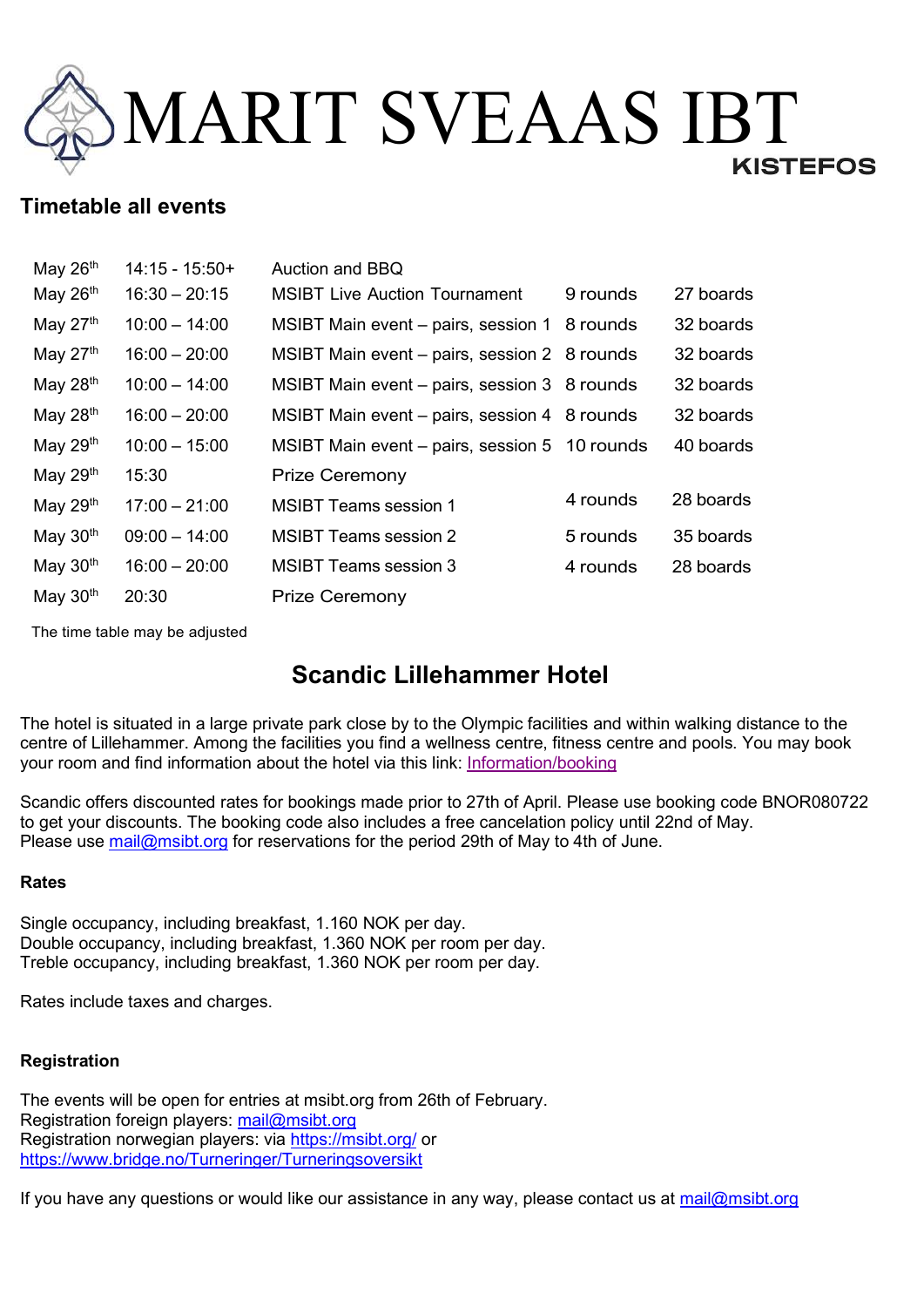# MARIT SVEAAS IBT

KISTEFOS

## Timetable all events

| | | | | |
|---|---|---|---|---|
| May 26th | 14:15 - 15:50+ | Auction and BBQ | | |
| May 26th | 16:30 – 20:15 | MSIBT Live Auction Tournament | 9 rounds | 27 boards |
| May 27th | 10:00 – 14:00 | MSIBT Main event – pairs, session 1 | 8 rounds | 32 boards |
| May 27th | 16:00 – 20:00 | MSIBT Main event – pairs, session 2 | 8 rounds | 32 boards |
| May 28th | 10:00 – 14:00 | MSIBT Main event – pairs, session 3 | 8 rounds | 32 boards |
| May 28th | 16:00 – 20:00 | MSIBT Main event – pairs, session 4 | 8 rounds | 32 boards |
| May 29th | 10:00 – 15:00 | MSIBT Main event – pairs, session 5 | 10 rounds | 40 boards |
| May 29th | 15:30 | Prize Ceremony | | |
| May 29th | 17:00 – 21:00 | MSIBT Teams session 1 | 4 rounds | 28 boards |
| May 30th | 09:00 – 14:00 | MSIBT Teams session 2 | 5 rounds | 35 boards |
| May 30th | 16:00 – 20:00 | MSIBT Teams session 3 | 4 rounds | 28 boards |
| May 30th | 20:30 | Prize Ceremony | | |

The time table may be adjusted

## Scandic Lillehammer Hotel

The hotel is situated in a large private park close by to the Olympic facilities and within walking distance to the centre of Lillehammer. Among the facilities you find a wellness centre, fitness centre and pools. You may book your room and find information about the hotel via this link: Information/booking

Scandic offers discounted rates for bookings made prior to 27th of April. Please use booking code BNOR080722 to get your discounts. The booking code also includes a free cancelation policy until 22nd of May.
Please use mail@msibt.org for reservations for the period 29th of May to 4th of June.

**Rates**

Single occupancy, including breakfast, 1.160 NOK per day.
Double occupancy, including breakfast, 1.360 NOK per room per day.
Treble occupancy, including breakfast, 1.360 NOK per room per day.

Rates include taxes and charges.

**Registration**

The events will be open for entries at msibt.org from 26th of February.
Registration foreign players: mail@msibt.org
Registration norwegian players: via https://msibt.org/ or
https://www.bridge.no/Turneringer/Turneringsoversikt

If you have any questions or would like our assistance in any way, please contact us at mail@msibt.org